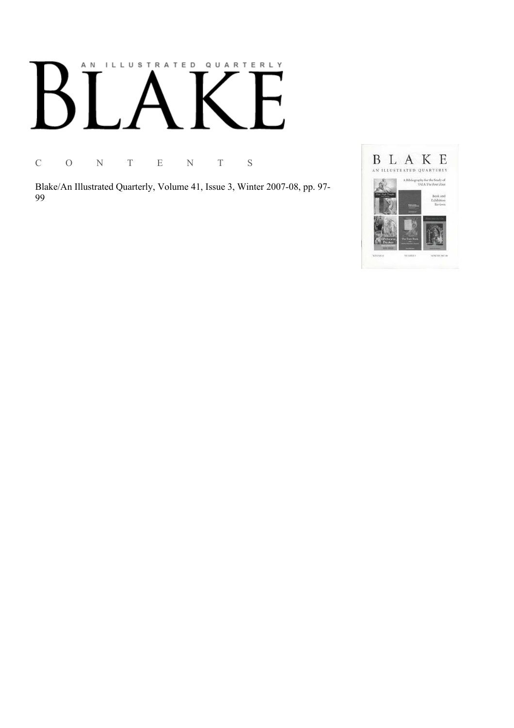# AN ILLUSTRATED QUARTERLY

# BLAKE

C O N T E N T S

Blake/An Illustrated Quarterly, Volume 41, Issue 3, Winter 2007-08, pp. 97-99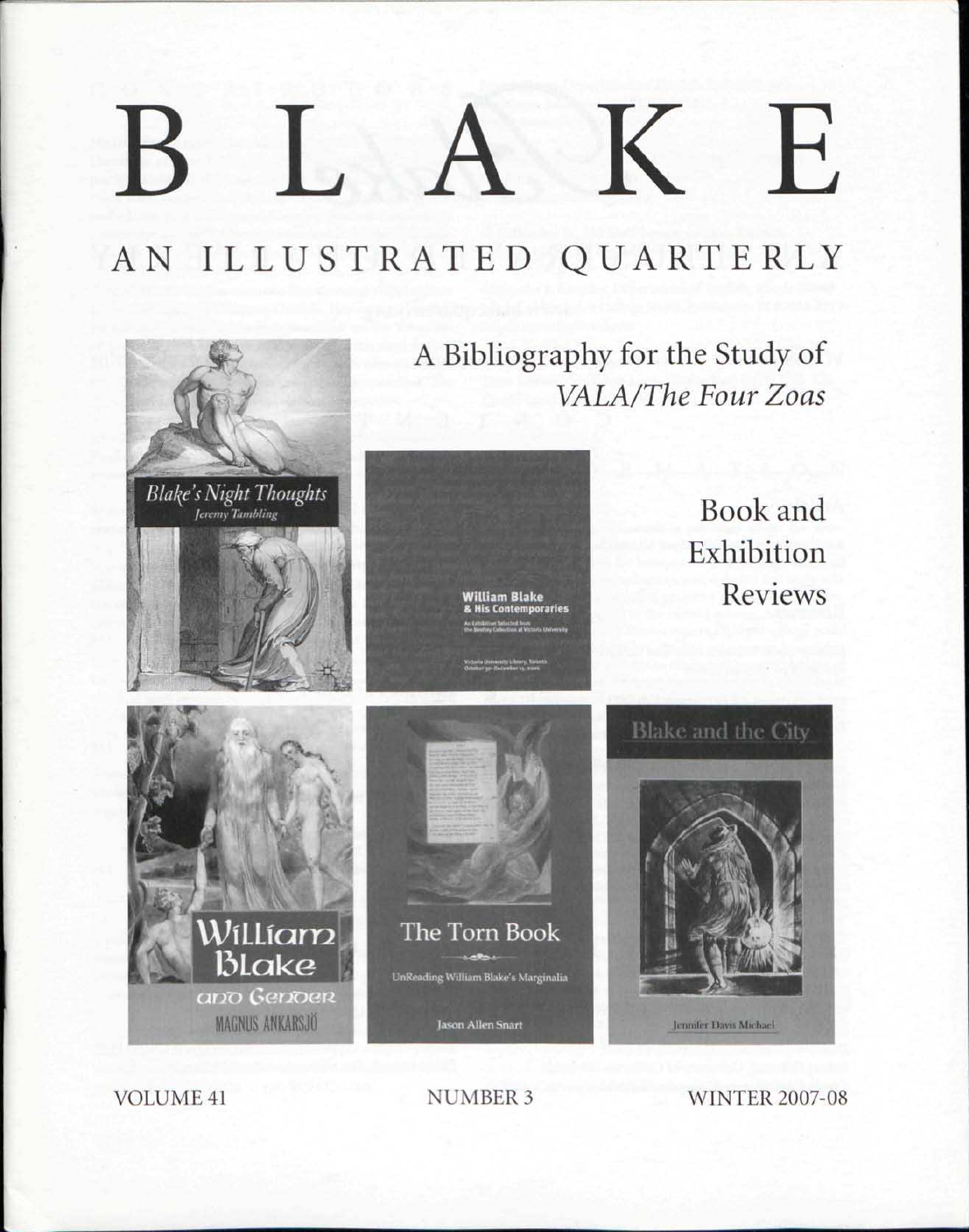# B L A K E

## AN ILLUSTRATED QUARTERLY

A Bibliography for the Study of *VALA/The Four Zoas*

Book and Exhibition Reviews

*Blake's Night Thoughts*
Jeremy Tambling

William Blake & His Contemporaries
An Exhibition Selected from the Bentley Collection at Victoria University
Victoria University Library, Toronto
October 30–December 15, 2006

William Blake and Gender
MAGNUS ANKARSJÖ

The Torn Book
UnReading William Blake's Marginalia
Jason Allen Snart

Blake and the City
Jennifer Davis Michael

VOLUME 41 NUMBER 3 WINTER 2007-08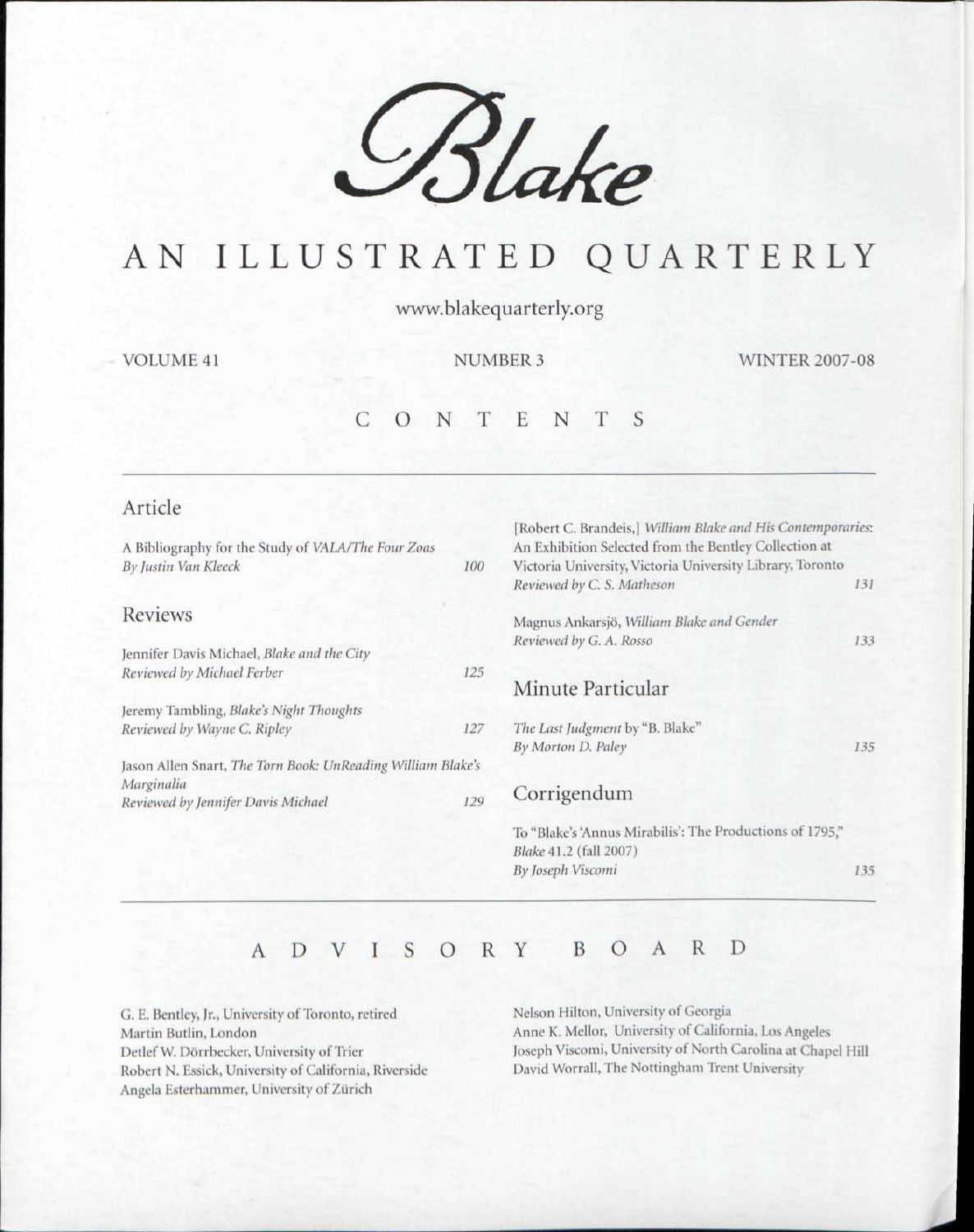# *Blake*

# AN ILLUSTRATED QUARTERLY

www.blakequarterly.org

VOLUME 41 NUMBER 3 WINTER 2007-08

## CONTENTS

### Article

A Bibliography for the Study of *VALA/The Four Zoas*
*By Justin Van Kleeck* 100

### Reviews

Jennifer Davis Michael, *Blake and the City*
*Reviewed by Michael Ferber* 125

Jeremy Tambling, *Blake's Night Thoughts*
*Reviewed by Wayne C. Ripley* 127

Jason Allen Snart, *The Torn Book: UnReading William Blake's Marginalia*
*Reviewed by Jennifer Davis Michael* 129

[Robert C. Brandeis,] *William Blake and His Contemporaries: An Exhibition Selected from the Bentley Collection at Victoria University*, Victoria University Library, Toronto
*Reviewed by C. S. Matheson* 131

Magnus Ankarsjö, *William Blake and Gender*
*Reviewed by G. A. Rosso* 133

### Minute Particular

*The Last Judgment* by "B. Blake"
*By Morton D. Paley* 135

### Corrigendum

To "Blake's 'Annus Mirabilis': The Productions of 1795," *Blake* 41.2 (fall 2007)
*By Joseph Viscomi* 135

## ADVISORY BOARD

G. E. Bentley, Jr., University of Toronto, retired
Martin Butlin, London
Detlef W. Dörrbecker, University of Trier
Robert N. Essick, University of California, Riverside
Angela Esterhammer, University of Zürich
Nelson Hilton, University of Georgia
Anne K. Mellor, University of California, Los Angeles
Joseph Viscomi, University of North Carolina at Chapel Hill
David Worrall, The Nottingham Trent University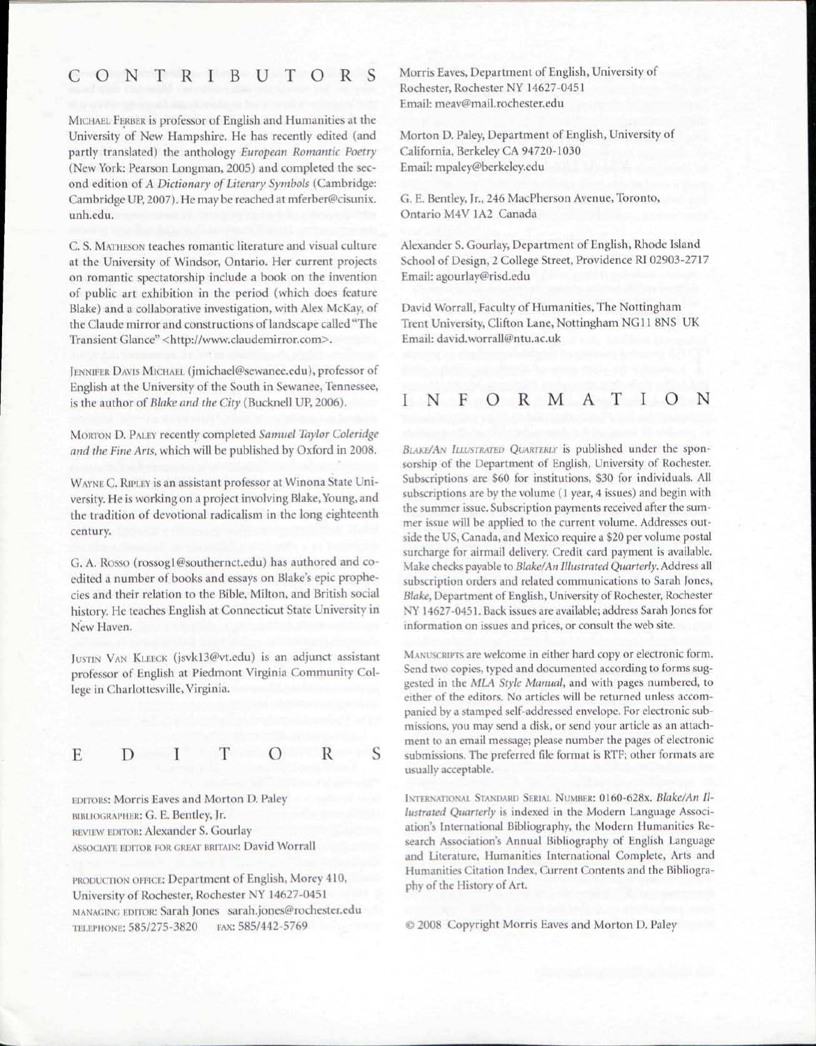## CONTRIBUTORS

Michael Ferber is professor of English and Humanities at the University of New Hampshire. He has recently edited (and partly translated) the anthology *European Romantic Poetry* (New York: Pearson Longman, 2005) and completed the second edition of *A Dictionary of Literary Symbols* (Cambridge: Cambridge UP, 2007). He may be reached at mferber@cisunix.unh.edu.

C. S. Matheson teaches romantic literature and visual culture at the University of Windsor, Ontario. Her current projects on romantic spectatorship include a book on the invention of public art exhibition in the period (which does feature Blake) and a collaborative investigation, with Alex McKay, of the Claude mirror and constructions of landscape called "The Transient Glance" <http://www.claudemirror.com>.

Jennifer Davis Michael (jmichael@sewanee.edu), professor of English at the University of the South in Sewanee, Tennessee, is the author of *Blake and the City* (Bucknell UP, 2006).

Morton D. Paley recently completed *Samuel Taylor Coleridge and the Fine Arts*, which will be published by Oxford in 2008.

Wayne C. Ripley is an assistant professor at Winona State University. He is working on a project involving Blake, Young, and the tradition of devotional radicalism in the long eighteenth century.

G. A. Rosso (rossog1@southernct.edu) has authored and co-edited a number of books and essays on Blake's epic prophecies and their relation to the Bible, Milton, and British social history. He teaches English at Connecticut State University in New Haven.

Justin Van Kleeck (jsvk13@vt.edu) is an adjunct assistant professor of English at Piedmont Virginia Community College in Charlottesville, Virginia.

## EDITORS

Editors: Morris Eaves and Morton D. Paley
Bibliographer: G. E. Bentley, Jr.
Review Editor: Alexander S. Gourlay
Associate Editor for Great Britain: David Worrall

Production Office: Department of English, Morey 410, University of Rochester, Rochester NY 14627-0451
Managing Editor: Sarah Jones sarah.jones@rochester.edu
Telephone: 585/275-3820 Fax: 585/442-5769

Morris Eaves, Department of English, University of Rochester, Rochester NY 14627-0451
Email: meav@mail.rochester.edu

Morton D. Paley, Department of English, University of California, Berkeley CA 94720-1030
Email: mpaley@berkeley.edu

G. E. Bentley, Jr., 246 MacPherson Avenue, Toronto, Ontario M4V 1A2 Canada

Alexander S. Gourlay, Department of English, Rhode Island School of Design, 2 College Street, Providence RI 02903-2717
Email: agourlay@risd.edu

David Worrall, Faculty of Humanities, The Nottingham Trent University, Clifton Lane, Nottingham NG11 8NS UK
Email: david.worrall@ntu.ac.uk

## INFORMATION

*Blake/An Illustrated Quarterly* is published under the sponsorship of the Department of English, University of Rochester. Subscriptions are $60 for institutions, $30 for individuals. All subscriptions are by the volume (1 year, 4 issues) and begin with the summer issue. Subscription payments received after the summer issue will be applied to the current volume. Addresses outside the US, Canada, and Mexico require a $20 per volume postal surcharge for airmail delivery. Credit card payment is available. Make checks payable to *Blake/An Illustrated Quarterly*. Address all subscription orders and related communications to Sarah Jones, *Blake*, Department of English, University of Rochester, Rochester NY 14627-0451. Back issues are available; address Sarah Jones for information on issues and prices, or consult the web site.

Manuscripts are welcome in either hard copy or electronic form. Send two copies, typed and documented according to forms suggested in the *MLA Style Manual*, and with pages numbered, to either of the editors. No articles will be returned unless accompanied by a stamped self-addressed envelope. For electronic submissions, you may send a disk, or send your article as an attachment to an email message; please number the pages of electronic submissions. The preferred file format is RTF; other formats are usually acceptable.

International Standard Serial Number: 0160-628x. *Blake/An Illustrated Quarterly* is indexed in the Modern Language Association's International Bibliography, the Modern Humanities Research Association's Annual Bibliography of English Language and Literature, Humanities International Complete, Arts and Humanities Citation Index, Current Contents and the Bibliography of the History of Art.

© 2008 Copyright Morris Eaves and Morton D. Paley